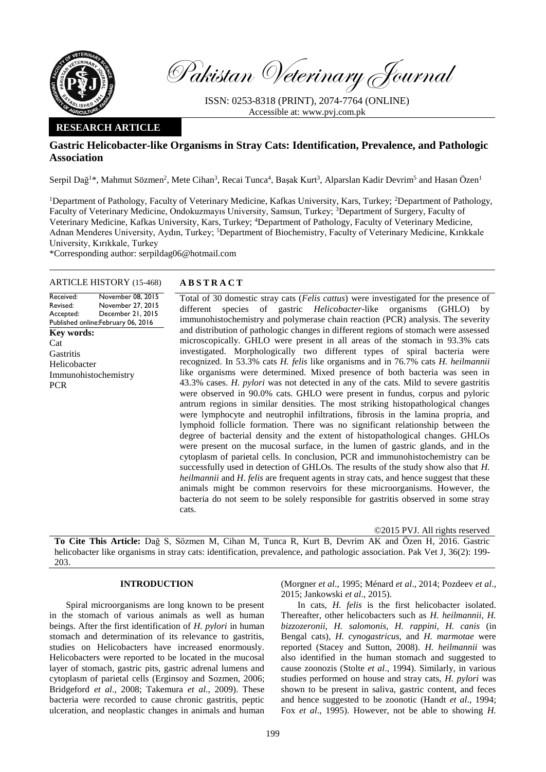Pakistan Veterinary Journal

ISSN: 0253-8318 (PRINT), 2074-7764 (ONLINE)
Accessible at: www.pvj.com.pk

**RESEARCH ARTICLE**

# Gastric Helicobacter-like Organisms in Stray Cats: Identification, Prevalence, and Pathologic Association

Serpil Dağ[1]*, Mahmut Sözmen[2], Mete Cihan[3], Recai Tunca[4], Başak Kurt[3], Alparslan Kadir Devrim[5] and Hasan Özen[1]

[1]Department of Pathology, Faculty of Veterinary Medicine, Kafkas University, Kars, Turkey; [2]Department of Pathology, Faculty of Veterinary Medicine, Ondokuzmayıs University, Samsun, Turkey; [3]Department of Surgery, Faculty of Veterinary Medicine, Kafkas University, Kars, Turkey; [4]Department of Pathology, Faculty of Veterinary Medicine, Adnan Menderes University, Aydın, Turkey; [5]Department of Biochemistry, Faculty of Veterinary Medicine, Kırıkkale University, Kırıkkale, Turkey

*Corresponding author: serpildag06@hotmail.com

**ARTICLE HISTORY** (15-468)

Received: November 08, 2015
Revised: November 27, 2015
Accepted: December 21, 2015
Published online: February 06, 2016

**Key words:**
Cat
Gastritis
Helicobacter
Immunohistochemistry
PCR

**ABSTRACT**

Total of 30 domestic stray cats (*Felis cattus*) were investigated for the presence of different species of gastric *Helicobacter*-like organisms (GHLO) by immunohistochemistry and polymerase chain reaction (PCR) analysis. The severity and distribution of pathologic changes in different regions of stomach were assessed microscopically. GHLO were present in all areas of the stomach in 93.3% cats investigated. Morphologically two different types of spiral bacteria were recognized. In 53.3% cats *H. felis* like organisms and in 76.7% cats *H. heilmannii* like organisms were determined. Mixed presence of both bacteria was seen in 43.3% cases. *H. pylori* was not detected in any of the cats. Mild to severe gastritis were observed in 90.0% cats. GHLO were present in fundus, corpus and pyloric antrum regions in similar densities. The most striking histopathological changes were lymphocyte and neutrophil infiltrations, fibrosis in the lamina propria, and lymphoid follicle formation. There was no significant relationship between the degree of bacterial density and the extent of histopathological changes. GHLOs were present on the mucosal surface, in the lumen of gastric glands, and in the cytoplasm of parietal cells. In conclusion, PCR and immunohistochemistry can be successfully used in detection of GHLOs. The results of the study show also that *H. heilmannii* and *H. felis* are frequent agents in stray cats, and hence suggest that these animals might be common reservoirs for these microorganisms. However, the bacteria do not seem to be solely responsible for gastritis observed in some stray cats.

©2015 PVJ. All rights reserved

**To Cite This Article:** Dağ S, Sözmen M, Cihan M, Tunca R, Kurt B, Devrim AK and Özen H, 2016. Gastric helicobacter like organisms in stray cats: identification, prevalence, and pathologic association. Pak Vet J, 36(2): 199-203.

## INTRODUCTION

Spiral microorganisms are long known to be present in the stomach of various animals as well as human beings. After the first identification of *H. pylori* in human stomach and determination of its relevance to gastritis, studies on Helicobacters have increased enormously. Helicobacters were reported to be located in the mucosal layer of stomach, gastric pits, gastric adrenal lumens and cytoplasm of parietal cells (Erginsoy and Sozmen, 2006; Bridgeford *et al*., 2008; Takemura *et al*., 2009). These bacteria were recorded to cause chronic gastritis, peptic ulceration, and neoplastic changes in animals and human (Morgner *et al*., 1995; Ménard *et al*., 2014; Pozdeev *et al*., 2015; Jankowski *et al*., 2015).

In cats, *H. felis* is the first helicobacter isolated. Thereafter, other helicobacters such as *H. heilmannii, H. bizzozeronii, H. salomonis, H. rappini, H. canis* (in Bengal cats), *H. cynogastricus,* and *H. marmotae* were reported (Stacey and Sutton, 2008). *H. heilmannii* was also identified in the human stomach and suggested to cause zoonozis (Stolte *et al*., 1994). Similarly, in various studies performed on house and stray cats, *H. pylori* was shown to be present in saliva, gastric content, and feces and hence suggested to be zoonotic (Handt *et al*., 1994; Fox *et al*., 1995). However, not be able to showing *H.*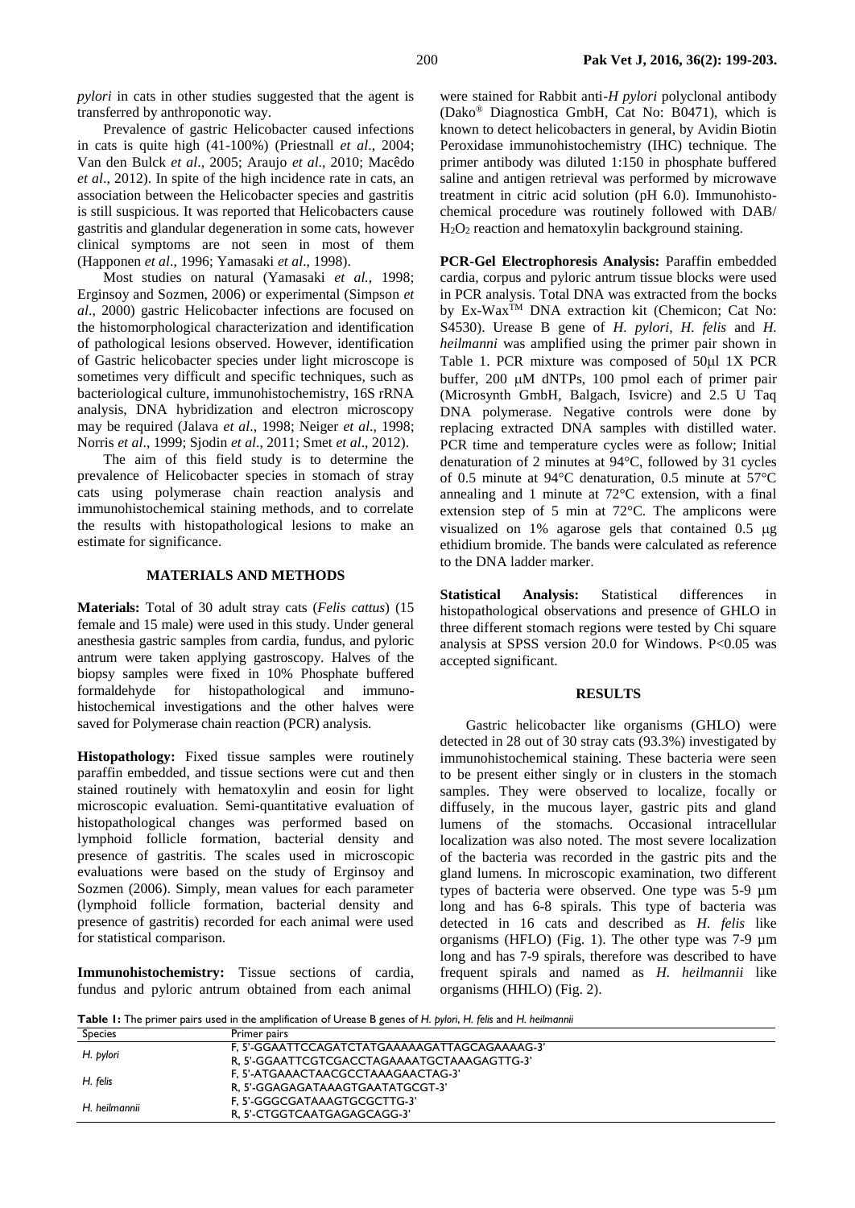*pylori* in cats in other studies suggested that the agent is transferred by anthroponotic way.

Prevalence of gastric Helicobacter caused infections in cats is quite high (41-100%) (Priestnall *et al*., 2004; Van den Bulck *et al*., 2005; Araujo *et al*., 2010; Macêdo *et al*., 2012). In spite of the high incidence rate in cats, an association between the Helicobacter species and gastritis is still suspicious. It was reported that Helicobacters cause gastritis and glandular degeneration in some cats, however clinical symptoms are not seen in most of them (Happonen *et al*., 1996; Yamasaki *et al*., 1998).

Most studies on natural (Yamasaki *et al.*, 1998; Erginsoy and Sozmen, 2006) or experimental (Simpson *et al*., 2000) gastric Helicobacter infections are focused on the histomorphological characterization and identification of pathological lesions observed. However, identification of Gastric helicobacter species under light microscope is sometimes very difficult and specific techniques, such as bacteriological culture, immunohistochemistry, 16S rRNA analysis, DNA hybridization and electron microscopy may be required (Jalava *et al*., 1998; Neiger *et al*., 1998; Norris *et al*., 1999; Sjodin *et al*., 2011; Smet *et al*., 2012).

The aim of this field study is to determine the prevalence of Helicobacter species in stomach of stray cats using polymerase chain reaction analysis and immunohistochemical staining methods, and to correlate the results with histopathological lesions to make an estimate for significance.

## MATERIALS AND METHODS

**Materials:** Total of 30 adult stray cats (*Felis cattus*) (15 female and 15 male) were used in this study. Under general anesthesia gastric samples from cardia, fundus, and pyloric antrum were taken applying gastroscopy. Halves of the biopsy samples were fixed in 10% Phosphate buffered formaldehyde for histopathological and immunohistochemical investigations and the other halves were saved for Polymerase chain reaction (PCR) analysis.

**Histopathology:** Fixed tissue samples were routinely paraffin embedded, and tissue sections were cut and then stained routinely with hematoxylin and eosin for light microscopic evaluation. Semi-quantitative evaluation of histopathological changes was performed based on lymphoid follicle formation, bacterial density and presence of gastritis. The scales used in microscopic evaluations were based on the study of Erginsoy and Sozmen (2006). Simply, mean values for each parameter (lymphoid follicle formation, bacterial density and presence of gastritis) recorded for each animal were used for statistical comparison.

**Immunohistochemistry:** Tissue sections of cardia, fundus and pyloric antrum obtained from each animal were stained for Rabbit anti-*H pylori* polyclonal antibody (Dako® Diagnostica GmbH, Cat No: B0471), which is known to detect helicobacters in general, by Avidin Biotin Peroxidase immunohistochemistry (IHC) technique. The primer antibody was diluted 1:150 in phosphate buffered saline and antigen retrieval was performed by microwave treatment in citric acid solution (pH 6.0). Immunohistochemical procedure was routinely followed with DAB/ $H_2O_2$ reaction and hematoxylin background staining.

**PCR-Gel Electrophoresis Analysis:** Paraffin embedded cardia, corpus and pyloric antrum tissue blocks were used in PCR analysis. Total DNA was extracted from the bocks by Ex-Wax™ DNA extraction kit (Chemicon; Cat No: S4530). Urease B gene of *H. pylori, H. felis* and *H. heilmanni* was amplified using the primer pair shown in Table 1. PCR mixture was composed of 50μl 1X PCR buffer, 200 μM dNTPs, 100 pmol each of primer pair (Microsynth GmbH, Balgach, Isvicre) and 2.5 U Taq DNA polymerase. Negative controls were done by replacing extracted DNA samples with distilled water. PCR time and temperature cycles were as follow; Initial denaturation of 2 minutes at 94°C, followed by 31 cycles of 0.5 minute at 94°C denaturation, 0.5 minute at 57°C annealing and 1 minute at 72°C extension, with a final extension step of 5 min at 72°C. The amplicons were visualized on 1% agarose gels that contained 0.5 μg ethidium bromide. The bands were calculated as reference to the DNA ladder marker.

**Statistical Analysis:** Statistical differences in histopathological observations and presence of GHLO in three different stomach regions were tested by Chi square analysis at SPSS version 20.0 for Windows. $P<0.05$ was accepted significant.

## RESULTS

Gastric helicobacter like organisms (GHLO) were detected in 28 out of 30 stray cats (93.3%) investigated by immunohistochemical staining. These bacteria were seen to be present either singly or in clusters in the stomach samples. They were observed to localize, focally or diffusely, in the mucous layer, gastric pits and gland lumens of the stomachs. Occasional intracellular localization was also noted. The most severe localization of the bacteria was recorded in the gastric pits and the gland lumens. In microscopic examination, two different types of bacteria were observed. One type was 5-9 µm long and has 6-8 spirals. This type of bacteria was detected in 16 cats and described as *H. felis* like organisms (HFLO) (Fig. 1). The other type was 7-9 µm long and has 7-9 spirals, therefore was described to have frequent spirals and named as *H. heilmannii* like organisms (HHLO) (Fig. 2).

**Table 1:** The primer pairs used in the amplification of Urease B genes of *H. pylori*, *H. felis* and *H. heilmannii*

| Species | Primer pairs |
|---|---|
| *H. pylori* | F, 5'-GGAATTCCAGATCTATGAAAAAGATTAGCAGAAAAG-3'<br>R, 5'-GGAATTCGTCGACCTAGAAAATGCTAAAGAGTTG-3' |
| *H. felis* | F, 5'-ATGAAACTAACGCCTAAAGAACTAG-3'<br>R, 5'-GGAGAGATAAAGTGAATATGCGT-3' |
| *H. heilmannii* | F, 5'-GGGCGATAAAGTGCGCTTG-3'<br>R, 5'-CTGGTCAATGAGAGCAGG-3' |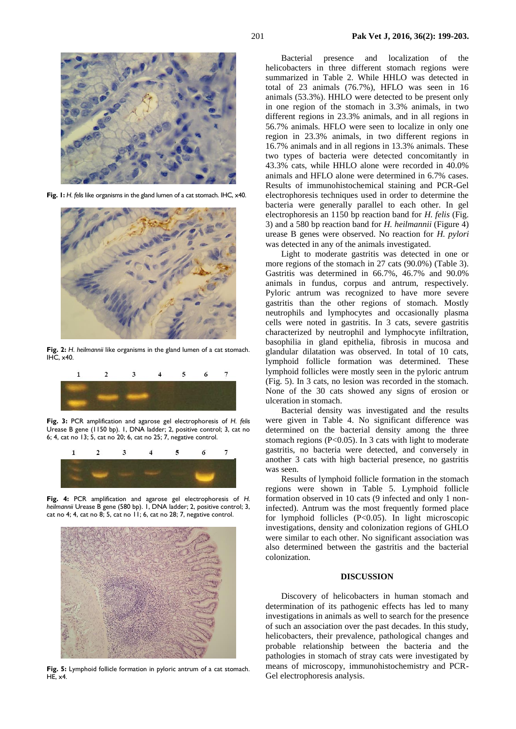**Fig. 1:** *H. felis* like organisms in the gland lumen of a cat stomach. IHC, x40.

**Fig. 2:** *H. heilmannii* like organisms in the gland lumen of a cat stomach. IHC, x40.

**Fig. 3:** PCR amplification and agarose gel electrophoresis of *H. felis* Urease B gene (1150 bp). 1, DNA ladder; 2, positive control; 3, cat no 6; 4, cat no 13; 5, cat no 20; 6, cat no 25; 7, negative control.

**Fig. 4:** PCR amplification and agarose gel electrophoresis of *H. heilmannii* Urease B gene (580 bp). 1, DNA ladder; 2, positive control; 3, cat no 4; 4, cat no 8; 5, cat no 11; 6, cat no 28; 7, negative control.

**Fig. 5:** Lymphoid follicle formation in pyloric antrum of a cat stomach. HE, x4.

Bacterial presence and localization of the helicobacters in three different stomach regions were summarized in Table 2. While HHLO was detected in total of 23 animals (76.7%), HFLO was seen in 16 animals (53.3%). HHLO were detected to be present only in one region of the stomach in 3.3% animals, in two different regions in 23.3% animals, and in all regions in 56.7% animals. HFLO were seen to localize in only one region in 23.3% animals, in two different regions in 16.7% animals and in all regions in 13.3% animals. These two types of bacteria were detected concomitantly in 43.3% cats, while HHLO alone were recorded in 40.0% animals and HFLO alone were determined in 6.7% cases. Results of immunohistochemical staining and PCR-Gel electrophoresis techniques used in order to determine the bacteria were generally parallel to each other. In gel electrophoresis an 1150 bp reaction band for *H. felis* (Fig. 3) and a 580 bp reaction band for *H. heilmannii* (Figure 4) urease B genes were observed. No reaction for *H. pylori* was detected in any of the animals investigated.

Light to moderate gastritis was detected in one or more regions of the stomach in 27 cats (90.0%) (Table 3). Gastritis was determined in 66.7%, 46.7% and 90.0% animals in fundus, corpus and antrum, respectively. Pyloric antrum was recognized to have more severe gastritis than the other regions of stomach. Mostly neutrophils and lymphocytes and occasionally plasma cells were noted in gastritis. In 3 cats, severe gastritis characterized by neutrophil and lymphocyte infiltration, basophilia in gland epithelia, fibrosis in mucosa and glandular dilatation was observed. In total of 10 cats, lymphoid follicle formation was determined. These lymphoid follicles were mostly seen in the pyloric antrum (Fig. 5). In 3 cats, no lesion was recorded in the stomach. None of the 30 cats showed any signs of erosion or ulceration in stomach.

Bacterial density was investigated and the results were given in Table 4. No significant difference was determined on the bacterial density among the three stomach regions ($P<0.05$). In 3 cats with light to moderate gastritis, no bacteria were detected, and conversely in another 3 cats with high bacterial presence, no gastritis was seen.

Results of lymphoid follicle formation in the stomach regions were shown in Table 5. Lymphoid follicle formation observed in 10 cats (9 infected and only 1 non-infected). Antrum was the most frequently formed place for lymphoid follicles ($P<0.05$). In light microscopic investigations, density and colonization regions of GHLO were similar to each other. No significant association was also determined between the gastritis and the bacterial colonization.

## DISCUSSION

Discovery of helicobacters in human stomach and determination of its pathogenic effects has led to many investigations in animals as well to search for the presence of such an association over the past decades. In this study, helicobacters, their prevalence, pathological changes and probable relationship between the bacteria and the pathologies in stomach of stray cats were investigated by means of microscopy, immunohistochemistry and PCR-Gel electrophoresis analysis.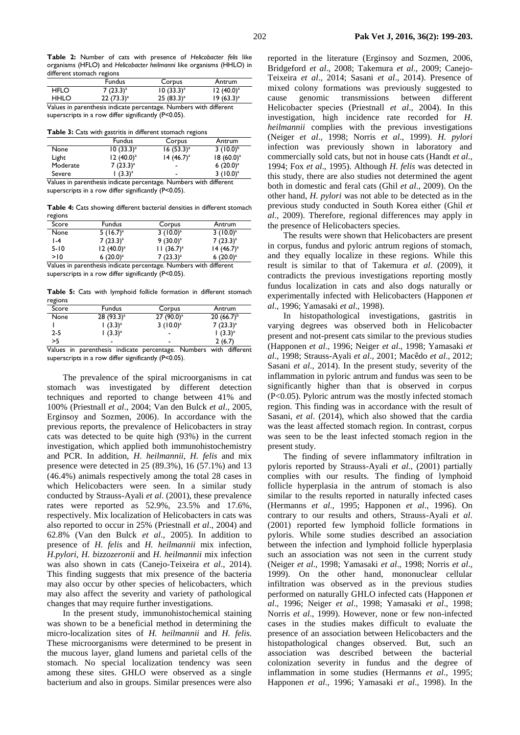**Table 2:** Number of cats with presence of *Helicobacter felis* like organisms (HFLO) and *Helicobacter heilmanni* like organisms (HHLO) in different stomach regions

| | Fundus | Corpus | Antrum |
|---|---|---|---|
| HFLO | 7 (23.3)$^a$ | 10 (33.3)$^a$ | 12 (40.0)$^a$ |
| HHLO | 22 (73.3)$^a$ | 25 (83.3)$^a$ | 19 (63.3)$^a$ |

Values in parenthesis indicate percentage. Numbers with different superscripts in a row differ significantly (P<0.05).

**Table 3:** Cats with gastritis in different stomach regions

| | Fundus | Corpus | Antrum |
|---|---|---|---|
| None | 10 (33.3)$^a$ | 16 (53.3)$^a$ | 3 (10.0)$^b$ |
| Light | 12 (40.0)$^a$ | 14 (46.7)$^a$ | 18 (60.0)$^a$ |
| Moderate | 7 (23.3)$^a$ | - | 6 (20.0)$^a$ |
| Severe | 1 (3.3)$^a$ | - | 3 (10.0)$^a$ |

Values in parenthesis indicate percentage. Numbers with different superscripts in a row differ significantly (P<0.05).

**Table 4:** Cats showing different bacterial densities in different stomach regions

| Score | Fundus | Corpus | Antrum |
|---|---|---|---|
| None | 5 (16.7)$^a$ | 3 (10.0)$^a$ | 3 (10.0)$^a$ |
| 1-4 | 7 (23.3)$^a$ | 9 (30.0)$^a$ | 7 (23.3)$^a$ |
| 5-10 | 12 (40.0)$^a$ | 11 (36.7)$^a$ | 14 (46.7)$^a$ |
| >10 | 6 (20.0)$^a$ | 7 (23.3)$^a$ | 6 (20.0)$^a$ |

Values in parenthesis indicate percentage. Numbers with different superscripts in a row differ significantly (P<0.05).

**Table 5:** Cats with lymphoid follicle formation in different stomach regions

| Score | Fundus | Corpus | Antrum |
|---|---|---|---|
| None | 28 (93.3)$^a$ | 27 (90.0)$^a$ | 20 (66.7)$^b$ |
| 1 | 1 (3.3)$^a$ | 3 (10.0)$^a$ | 7 (23.3)$^a$ |
| 2-5 | 1 (3.3)$^a$ | - | 1 (3.3)$^a$ |
| >5 | - | - | 2 (6.7) |

Values in parenthesis indicate percentage. Numbers with different superscripts in a row differ significantly (P<0.05).

The prevalence of the spiral microorganisms in cat stomach was investigated by different detection techniques and reported to change between 41% and 100% (Priestnall *et al*., 2004; Van den Bulck *et al*., 2005, Erginsoy and Sozmen, 2006). In accordance with the previous reports, the prevalence of Helicobacters in stray cats was detected to be quite high (93%) in the current investigation, which applied both immunohistochemistry and PCR. In addition, *H. heilmannii*, *H. felis* and mix presence were detected in 25 (89.3%), 16 (57.1%) and 13 (46.4%) animals respectively among the total 28 cases in which Helicobacters were seen. In a similar study conducted by Strauss-Ayali *et al*. (2001), these prevalence rates were reported as 52.9%, 23.5% and 17.6%, respectively. Mix localization of Helicobacters in cats was also reported to occur in 25% (Priestnall *et al*., 2004) and 62.8% (Van den Bulck *et al*., 2005). In addition to presence of *H. felis* and *H. heilmannii* mix infection, *H.pylori*, *H. bizzozeronii* and *H. heilmannii* mix infection was also shown in cats (Canejo-Teixeira *et al*., 2014). This finding suggests that mix presence of the bacteria may also occur by other species of helicobacters, which may also affect the severity and variety of pathological changes that may require further investigations.

In the present study, immunohistochemical staining was shown to be a beneficial method in determining the micro-localization sites of *H. heilmannii* and *H. felis.* These microorganisms were determined to be present in the mucous layer, gland lumens and parietal cells of the stomach. No special localization tendency was seen among these sites. GHLO were observed as a single bacterium and also in groups. Similar presences were also reported in the literature (Erginsoy and Sozmen, 2006, Bridgeford *et al*., 2008; Takemura *et al*., 2009; Canejo-Teixeira *et al*., 2014; Sasani *et al*., 2014). Presence of mixed colony formations was previously suggested to cause genomic transmissions between different Helicobacter species (Priestnall *et al*., 2004). In this investigation, high incidence rate recorded for *H. heilmannii* complies with the previous investigations (Neiger *et al*., 1998; Norris *et al*., 1999). *H. pylori* infection was previously shown in laboratory and commercially sold cats, but not in house cats (Handt *et al*., 1994; Fox *et al*., 1995). Although *H. felis* was detected in this study, there are also studies not determined the agent both in domestic and feral cats (Ghil *et al*., 2009). On the other hand, *H. pylori* was not able to be detected as in the previous study conducted in South Korea either (Ghil *et al*., 2009). Therefore, regional differences may apply in the presence of Helicobacters species.

The results were shown that Helicobacters are present in corpus, fundus and pyloric antrum regions of stomach, and they equally localize in these regions. While this result is similar to that of Takemura *et al*. (2009), it contradicts the previous investigations reporting mostly fundus localization in cats and also dogs naturally or experimentally infected with Helicobacters (Happonen *et al*., 1996; Yamasaki *et al*., 1998).

In histopathological investigations, gastritis in varying degrees was observed both in Helicobacter present and not-present cats similar to the previous studies (Happonen *et al*., 1996; Neiger *et al*., 1998; Yamasaki *et al*., 1998; Strauss-Ayali *et al*., 2001; Macêdo *et al*., 2012; Sasani *et al*., 2014). In the present study, severity of the inflammation in pyloric antrum and fundus was seen to be significantly higher than that is observed in corpus (P<0.05). Pyloric antrum was the mostly infected stomach region. This finding was in accordance with the result of Sasani, *et al*. (2014), which also showed that the cardia was the least affected stomach region. In contrast, corpus was seen to be the least infected stomach region in the present study.

The finding of severe inflammatory infiltration in pyloris reported by Strauss-Ayali *et al*., (2001) partially complies with our results. The finding of lymphoid follicle hyperplasia in the antrum of stomach is also similar to the results reported in naturally infected cases (Hermanns *et al*., 1995; Happonen *et al*., 1996). On contrary to our results and others, Strauss-Ayali *et al*. (2001) reported few lymphoid follicle formations in pyloris. While some studies described an association between the infection and lymphoid follicle hyperplasia such an association was not seen in the current study (Neiger *et al*., 1998; Yamasaki *et al*., 1998; Norris *et al*., 1999). On the other hand, mononuclear cellular infiltration was observed as in the previous studies performed on naturally GHLO infected cats (Happonen *et al*., 1996; Neiger *et al*., 1998; Yamasaki *et al*., 1998; Norris *et al*., 1999). However, none or few non-infected cases in the studies makes difficult to evaluate the presence of an association between Helicobacters and the histopathological changes observed. But, such an association was described between the bacterial colonization severity in fundus and the degree of inflammation in some studies (Hermanns *et al*., 1995; Happonen *et al*., 1996; Yamasaki *et al*., 1998). In the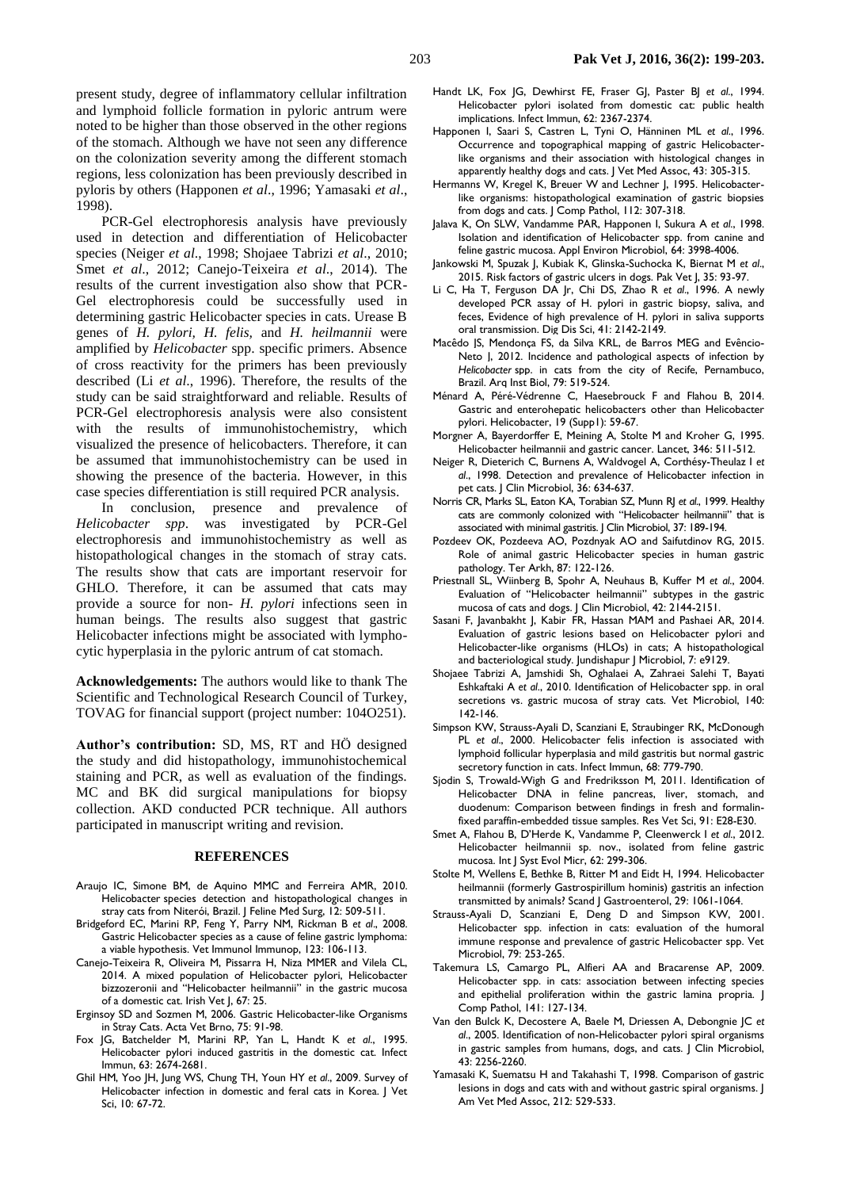present study, degree of inflammatory cellular infiltration and lymphoid follicle formation in pyloric antrum were noted to be higher than those observed in the other regions of the stomach. Although we have not seen any difference on the colonization severity among the different stomach regions, less colonization has been previously described in pyloris by others (Happonen *et al*., 1996; Yamasaki *et al*., 1998).

PCR-Gel electrophoresis analysis have previously used in detection and differentiation of Helicobacter species (Neiger *et al*., 1998; Shojaee Tabrizi *et al*., 2010; Smet *et al*., 2012; Canejo-Teixeira *et al*., 2014). The results of the current investigation also show that PCR-Gel electrophoresis could be successfully used in determining gastric Helicobacter species in cats. Urease B genes of *H. pylori, H. felis,* and *H. heilmannii* were amplified by *Helicobacter* spp. specific primers. Absence of cross reactivity for the primers has been previously described (Li *et al*., 1996). Therefore, the results of the study can be said straightforward and reliable. Results of PCR-Gel electrophoresis analysis were also consistent with the results of immunohistochemistry, which visualized the presence of helicobacters. Therefore, it can be assumed that immunohistochemistry can be used in showing the presence of the bacteria. However, in this case species differentiation is still required PCR analysis.

In conclusion, presence and prevalence of *Helicobacter spp*. was investigated by PCR-Gel electrophoresis and immunohistochemistry as well as histopathological changes in the stomach of stray cats. The results show that cats are important reservoir for GHLO. Therefore, it can be assumed that cats may provide a source for non- *H. pylori* infections seen in human beings. The results also suggest that gastric Helicobacter infections might be associated with lymphocytic hyperplasia in the pyloric antrum of cat stomach.

**Acknowledgements:** The authors would like to thank The Scientific and Technological Research Council of Turkey, TOVAG for financial support (project number: 104O251).

**Author's contribution:** SD, MS, RT and HÖ designed the study and did histopathology, immunohistochemical staining and PCR, as well as evaluation of the findings. MC and BK did surgical manipulations for biopsy collection. AKD conducted PCR technique. All authors participated in manuscript writing and revision.

## REFERENCES

Araujo IC, Simone BM, de Aquino MMC and Ferreira AMR, 2010. Helicobacter species detection and histopathological changes in stray cats from Niterói, Brazil. J Feline Med Surg, 12: 509-511.

Bridgeford EC, Marini RP, Feng Y, Parry NM, Rickman B *et al*., 2008. Gastric Helicobacter species as a cause of feline gastric lymphoma: a viable hypothesis. Vet Immunol Immunop, 123: 106-113.

Canejo-Teixeira R, Oliveira M, Pissarra H, Niza MMER and Vilela CL, 2014. A mixed population of Helicobacter pylori, Helicobacter bizzozeronii and "Helicobacter heilmannii" in the gastric mucosa of a domestic cat. Irish Vet J, 67: 25.

Erginsoy SD and Sozmen M, 2006. Gastric Helicobacter-like Organisms in Stray Cats. Acta Vet Brno, 75: 91-98.

Fox JG, Batchelder M, Marini RP, Yan L, Handt K *et al*., 1995. Helicobacter pylori induced gastritis in the domestic cat. Infect Immun, 63: 2674-2681.

Ghil HM, Yoo JH, Jung WS, Chung TH, Youn HY *et al*., 2009. Survey of Helicobacter infection in domestic and feral cats in Korea. J Vet Sci, 10: 67-72.

Handt LK, Fox JG, Dewhirst FE, Fraser GJ, Paster BJ *et al*., 1994. Helicobacter pylori isolated from domestic cat: public health implications. Infect Immun, 62: 2367-2374.

Happonen I, Saari S, Castren L, Tyni O, Hänninen ML *et al*., 1996. Occurrence and topographical mapping of gastric Helicobacter-like organisms and their association with histological changes in apparently healthy dogs and cats. J Vet Med Assoc, 43: 305-315.

Hermanns W, Kregel K, Breuer W and Lechner J, 1995. Helicobacter-like organisms: histopathological examination of gastric biopsies from dogs and cats. J Comp Pathol, 112: 307-318.

Jalava K, On SLW, Vandamme PAR, Happonen I, Sukura A *et al*., 1998. Isolation and identification of Helicobacter spp. from canine and feline gastric mucosa. Appl Environ Microbiol, 64: 3998-4006.

Jankowski M, Spuzak J, Kubiak K, Glinska-Suchocka K, Biernat M *et al*., 2015. Risk factors of gastric ulcers in dogs. Pak Vet J, 35: 93-97.

Li C, Ha T, Ferguson DA Jr, Chi DS, Zhao R *et al*., 1996. A newly developed PCR assay of H. pylori in gastric biopsy, saliva, and feces, Evidence of high prevalence of H. pylori in saliva supports oral transmission. Dig Dis Sci, 41: 2142-2149.

Macêdo JS, Mendonça FS, da Silva KRL, de Barros MEG and Evêncio-Neto J, 2012. Incidence and pathological aspects of infection by *Helicobacter* spp. in cats from the city of Recife, Pernambuco, Brazil. Arq Inst Biol, 79: 519-524.

Ménard A, Péré-Védrenne C, Haesebrouck F and Flahou B, 2014. Gastric and enterohepatic helicobacters other than Helicobacter pylori. Helicobacter, 19 (Suppl): 59-67.

Morgner A, Bayerdorffer E, Meining A, Stolte M and Kroher G, 1995. Helicobacter heilmannii and gastric cancer. Lancet, 346: 511-512.

Neiger R, Dieterich C, Burnens A, Waldvogel A, Corthésy-Theulaz I *et al*., 1998. Detection and prevalence of Helicobacter infection in pet cats. J Clin Microbiol, 36: 634-637.

Norris CR, Marks SL, Eaton KA, Torabian SZ, Munn RJ *et al*., 1999. Healthy cats are commonly colonized with "Helicobacter heilmannii" that is associated with minimal gastritis. J Clin Microbiol, 37: 189-194.

Pozdeev OK, Pozdeeva AO, Pozdnyak AO and Saifutdinov RG, 2015. Role of animal gastric Helicobacter species in human gastric pathology. Ter Arkh, 87: 122-126.

Priestnall SL, Wiinberg B, Spohr A, Neuhaus B, Kuffer M *et al*., 2004. Evaluation of "Helicobacter heilmannii" subtypes in the gastric mucosa of cats and dogs. J Clin Microbiol, 42: 2144-2151.

Sasani F, Javanbakht J, Kabir FR, Hassan MAM and Pashaei AR, 2014. Evaluation of gastric lesions based on Helicobacter pylori and Helicobacter-like organisms (HLOs) in cats; A histopathological and bacteriological study. Jundishapur J Microbiol, 7: e9129.

Shojaee Tabrizi A, Jamshidi Sh, Oghalaei A, Zahraei Salehi T, Bayati Eshkaftaki A *et al*., 2010. Identification of Helicobacter spp. in oral secretions vs. gastric mucosa of stray cats. Vet Microbiol, 140: 142-146.

Simpson KW, Strauss-Ayali D, Scanziani E, Straubinger RK, McDonough PL *et al*., 2000. Helicobacter felis infection is associated with lymphoid follicular hyperplasia and mild gastritis but normal gastric secretory function in cats. Infect Immun, 68: 779-790.

Sjodin S, Trowald-Wigh G and Fredriksson M, 2011. Identification of Helicobacter DNA in feline pancreas, liver, stomach, and duodenum: Comparison between findings in fresh and formalin-fixed paraffin-embedded tissue samples. Res Vet Sci, 91: E28-E30.

Smet A, Flahou B, D'Herde K, Vandamme P, Cleenwerck I *et al*., 2012. Helicobacter heilmannii sp. nov., isolated from feline gastric mucosa. Int J Syst Evol Micr, 62: 299-306.

Stolte M, Wellens E, Bethke B, Ritter M and Eidt H, 1994. Helicobacter heilmannii (formerly Gastrospirillum hominis) gastritis an infection transmitted by animals? Scand J Gastroenterol, 29: 1061-1064.

Strauss-Ayali D, Scanziani E, Deng D and Simpson KW, 2001. Helicobacter spp. infection in cats: evaluation of the humoral immune response and prevalence of gastric Helicobacter spp. Vet Microbiol, 79: 253-265.

Takemura LS, Camargo PL, Alfieri AA and Bracarense AP, 2009. Helicobacter spp. in cats: association between infecting species and epithelial proliferation within the gastric lamina propria. J Comp Pathol, 141: 127-134.

Van den Bulck K, Decostere A, Baele M, Driessen A, Debongnie JC *et al*., 2005. Identification of non-Helicobacter pylori spiral organisms in gastric samples from humans, dogs, and cats. J Clin Microbiol, 43: 2256-2260.

Yamasaki K, Suematsu H and Takahashi T, 1998. Comparison of gastric lesions in dogs and cats with and without gastric spiral organisms. J Am Vet Med Assoc, 212: 529-533.